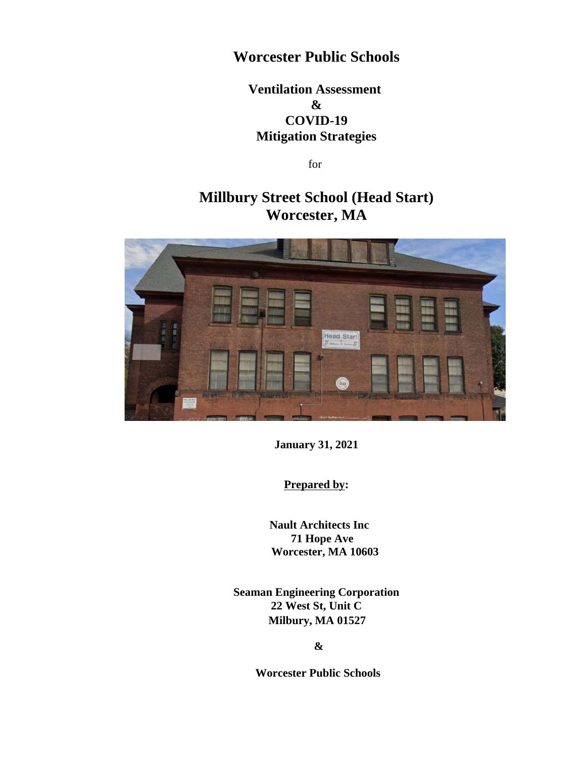# Worcester Public Schools

## Ventilation Assessment & COVID-19 Mitigation Strategies

for

# Millbury Street School (Head Start) Worcester, MA

**January 31, 2021**

**Prepared by:**

**Nault Architects Inc**
**71 Hope Ave**
**Worcester, MA 10603**

**Seaman Engineering Corporation**
**22 West St, Unit C**
**Milbury, MA 01527**

**&**

**Worcester Public Schools**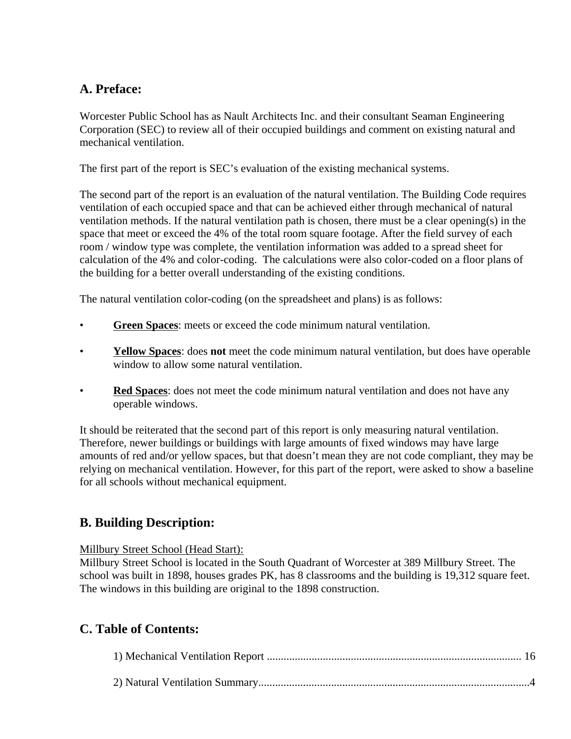## A. Preface:

Worcester Public School has as Nault Architects Inc. and their consultant Seaman Engineering Corporation (SEC) to review all of their occupied buildings and comment on existing natural and mechanical ventilation.

The first part of the report is SEC's evaluation of the existing mechanical systems.

The second part of the report is an evaluation of the natural ventilation. The Building Code requires ventilation of each occupied space and that can be achieved either through mechanical of natural ventilation methods. If the natural ventilation path is chosen, there must be a clear opening(s) in the space that meet or exceed the 4% of the total room square footage. After the field survey of each room / window type was complete, the ventilation information was added to a spread sheet for calculation of the 4% and color-coding. The calculations were also color-coded on a floor plans of the building for a better overall understanding of the existing conditions.

The natural ventilation color-coding (on the spreadsheet and plans) is as follows:

- **Green Spaces**: meets or exceed the code minimum natural ventilation.
- **Yellow Spaces**: does **not** meet the code minimum natural ventilation, but does have operable window to allow some natural ventilation.
- **Red Spaces**: does not meet the code minimum natural ventilation and does not have any operable windows.

It should be reiterated that the second part of this report is only measuring natural ventilation. Therefore, newer buildings or buildings with large amounts of fixed windows may have large amounts of red and/or yellow spaces, but that doesn't mean they are not code compliant, they may be relying on mechanical ventilation. However, for this part of the report, were asked to show a baseline for all schools without mechanical equipment.

## B. Building Description:

Millbury Street School (Head Start):

Millbury Street School is located in the South Quadrant of Worcester at 389 Millbury Street. The school was built in 1898, houses grades PK, has 8 classrooms and the building is 19,312 square feet. The windows in this building are original to the 1898 construction.

## C. Table of Contents:

1) Mechanical Ventilation Report .......................................................................................... 16

2) Natural Ventilation Summary................................................................................................4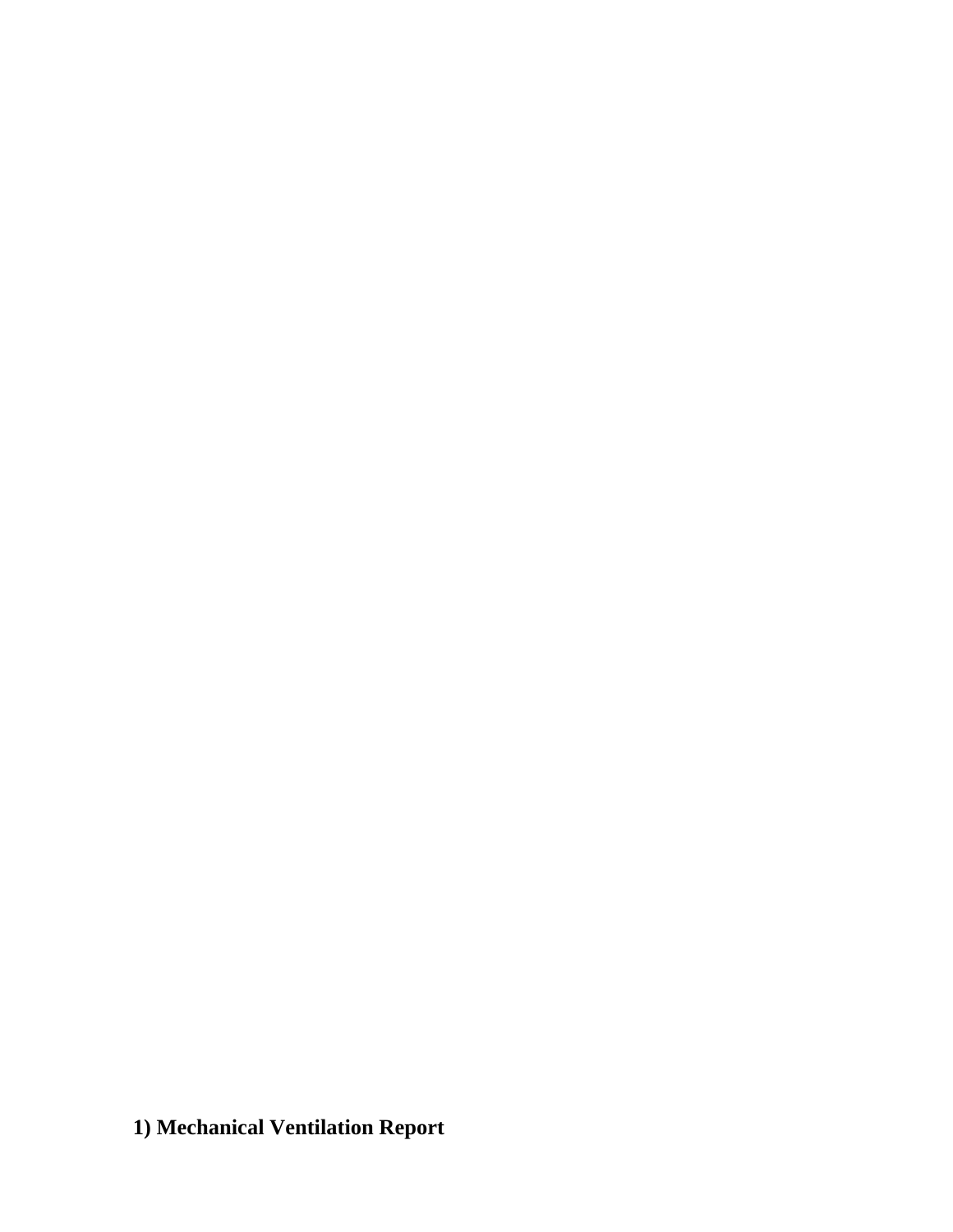## 1) Mechanical Ventilation Report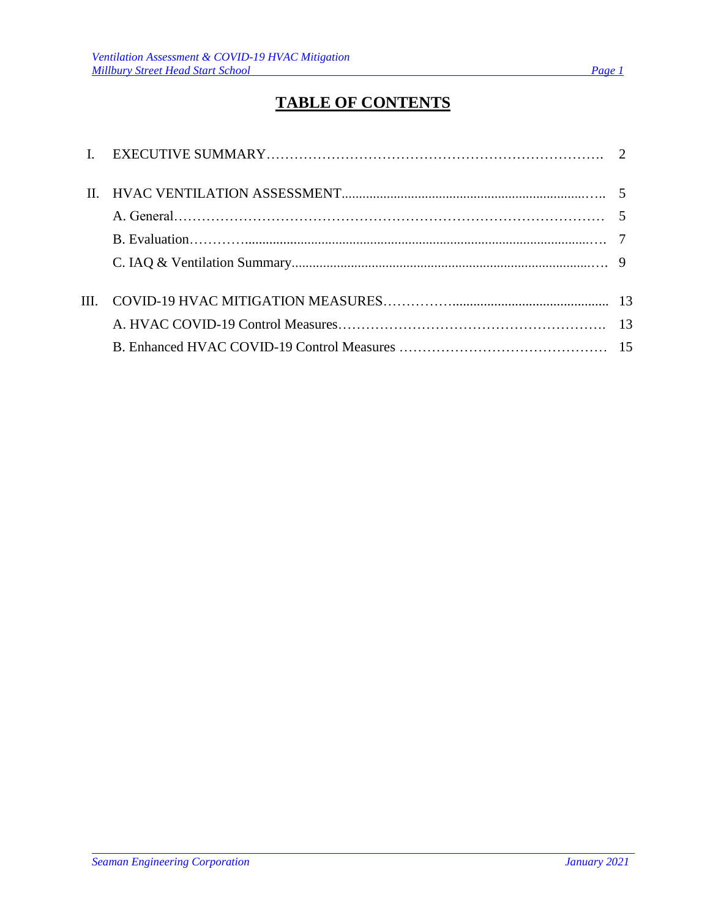# TABLE OF CONTENTS

| | | |
|---|---|---|
| I. | EXECUTIVE SUMMARY | 2 |
| II. | HVAC VENTILATION ASSESSMENT | 5 |
| | A. General | 5 |
| | B. Evaluation | 7 |
| | C. IAQ & Ventilation Summary | 9 |
| III. | COVID-19 HVAC MITIGATION MEASURES | 13 |
| | A. HVAC COVID-19 Control Measures | 13 |
| | B. Enhanced HVAC COVID-19 Control Measures | 15 |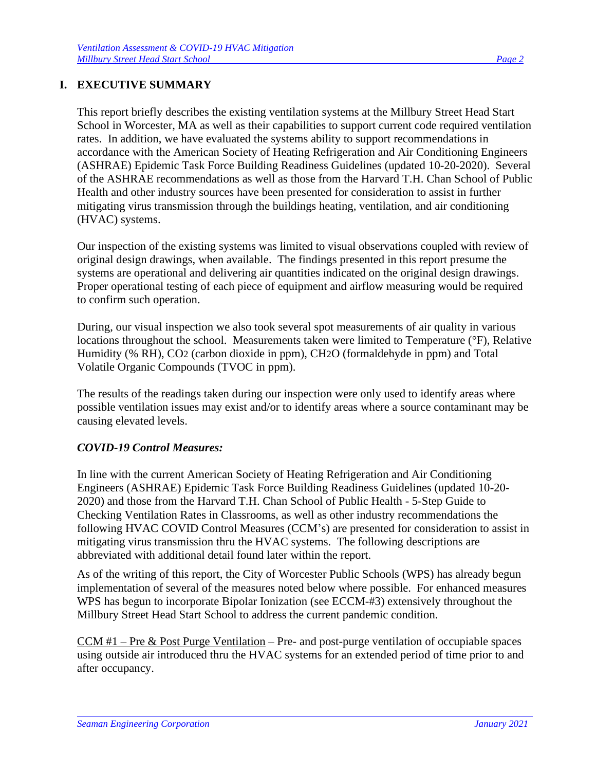# I. EXECUTIVE SUMMARY

This report briefly describes the existing ventilation systems at the Millbury Street Head Start School in Worcester, MA as well as their capabilities to support current code required ventilation rates. In addition, we have evaluated the systems ability to support recommendations in accordance with the American Society of Heating Refrigeration and Air Conditioning Engineers (ASHRAE) Epidemic Task Force Building Readiness Guidelines (updated 10-20-2020). Several of the ASHRAE recommendations as well as those from the Harvard T.H. Chan School of Public Health and other industry sources have been presented for consideration to assist in further mitigating virus transmission through the buildings heating, ventilation, and air conditioning (HVAC) systems.

Our inspection of the existing systems was limited to visual observations coupled with review of original design drawings, when available. The findings presented in this report presume the systems are operational and delivering air quantities indicated on the original design drawings. Proper operational testing of each piece of equipment and airflow measuring would be required to confirm such operation.

During, our visual inspection we also took several spot measurements of air quality in various locations throughout the school. Measurements taken were limited to Temperature (°F), Relative Humidity (% RH), $CO_2$ (carbon dioxide in ppm), $CH_2O$ (formaldehyde in ppm) and Total Volatile Organic Compounds (TVOC in ppm).

The results of the readings taken during our inspection were only used to identify areas where possible ventilation issues may exist and/or to identify areas where a source contaminant may be causing elevated levels.

### *COVID-19 Control Measures:*

In line with the current American Society of Heating Refrigeration and Air Conditioning Engineers (ASHRAE) Epidemic Task Force Building Readiness Guidelines (updated 10-20-2020) and those from the Harvard T.H. Chan School of Public Health - 5-Step Guide to Checking Ventilation Rates in Classrooms, as well as other industry recommendations the following HVAC COVID Control Measures (CCM's) are presented for consideration to assist in mitigating virus transmission thru the HVAC systems. The following descriptions are abbreviated with additional detail found later within the report.

As of the writing of this report, the City of Worcester Public Schools (WPS) has already begun implementation of several of the measures noted below where possible. For enhanced measures WPS has begun to incorporate Bipolar Ionization (see ECCM-#3) extensively throughout the Millbury Street Head Start School to address the current pandemic condition.

<u>CCM #1 – Pre & Post Purge Ventilation</u> – Pre- and post-purge ventilation of occupiable spaces using outside air introduced thru the HVAC systems for an extended period of time prior to and after occupancy.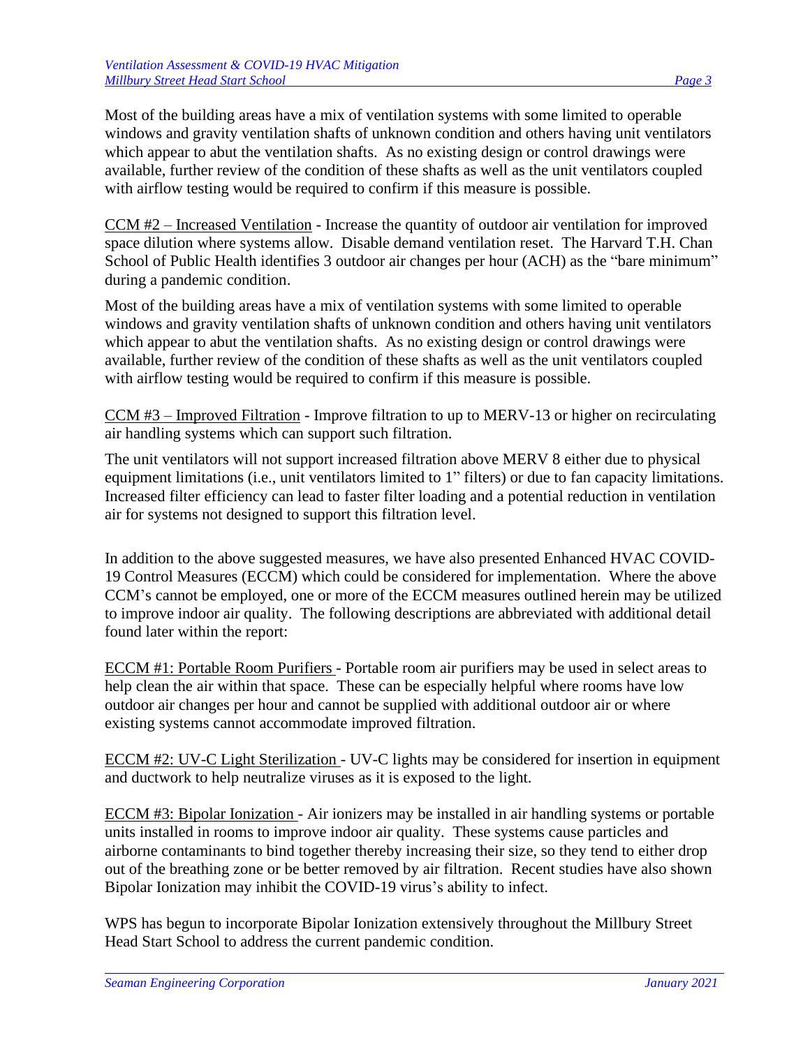Most of the building areas have a mix of ventilation systems with some limited to operable windows and gravity ventilation shafts of unknown condition and others having unit ventilators which appear to abut the ventilation shafts. As no existing design or control drawings were available, further review of the condition of these shafts as well as the unit ventilators coupled with airflow testing would be required to confirm if this measure is possible.

<u>CCM #2 – Increased Ventilation</u> - Increase the quantity of outdoor air ventilation for improved space dilution where systems allow. Disable demand ventilation reset. The Harvard T.H. Chan School of Public Health identifies 3 outdoor air changes per hour (ACH) as the "bare minimum" during a pandemic condition.

Most of the building areas have a mix of ventilation systems with some limited to operable windows and gravity ventilation shafts of unknown condition and others having unit ventilators which appear to abut the ventilation shafts. As no existing design or control drawings were available, further review of the condition of these shafts as well as the unit ventilators coupled with airflow testing would be required to confirm if this measure is possible.

<u>CCM #3 – Improved Filtration</u> - Improve filtration to up to MERV-13 or higher on recirculating air handling systems which can support such filtration.

The unit ventilators will not support increased filtration above MERV 8 either due to physical equipment limitations (i.e., unit ventilators limited to 1" filters) or due to fan capacity limitations. Increased filter efficiency can lead to faster filter loading and a potential reduction in ventilation air for systems not designed to support this filtration level.

In addition to the above suggested measures, we have also presented Enhanced HVAC COVID-19 Control Measures (ECCM) which could be considered for implementation. Where the above CCM's cannot be employed, one or more of the ECCM measures outlined herein may be utilized to improve indoor air quality. The following descriptions are abbreviated with additional detail found later within the report:

<u>ECCM #1: Portable Room Purifiers</u> - Portable room air purifiers may be used in select areas to help clean the air within that space. These can be especially helpful where rooms have low outdoor air changes per hour and cannot be supplied with additional outdoor air or where existing systems cannot accommodate improved filtration.

<u>ECCM #2: UV-C Light Sterilization</u> - UV-C lights may be considered for insertion in equipment and ductwork to help neutralize viruses as it is exposed to the light.

<u>ECCM #3: Bipolar Ionization</u> - Air ionizers may be installed in air handling systems or portable units installed in rooms to improve indoor air quality. These systems cause particles and airborne contaminants to bind together thereby increasing their size, so they tend to either drop out of the breathing zone or be better removed by air filtration. Recent studies have also shown Bipolar Ionization may inhibit the COVID-19 virus's ability to infect.

WPS has begun to incorporate Bipolar Ionization extensively throughout the Millbury Street Head Start School to address the current pandemic condition.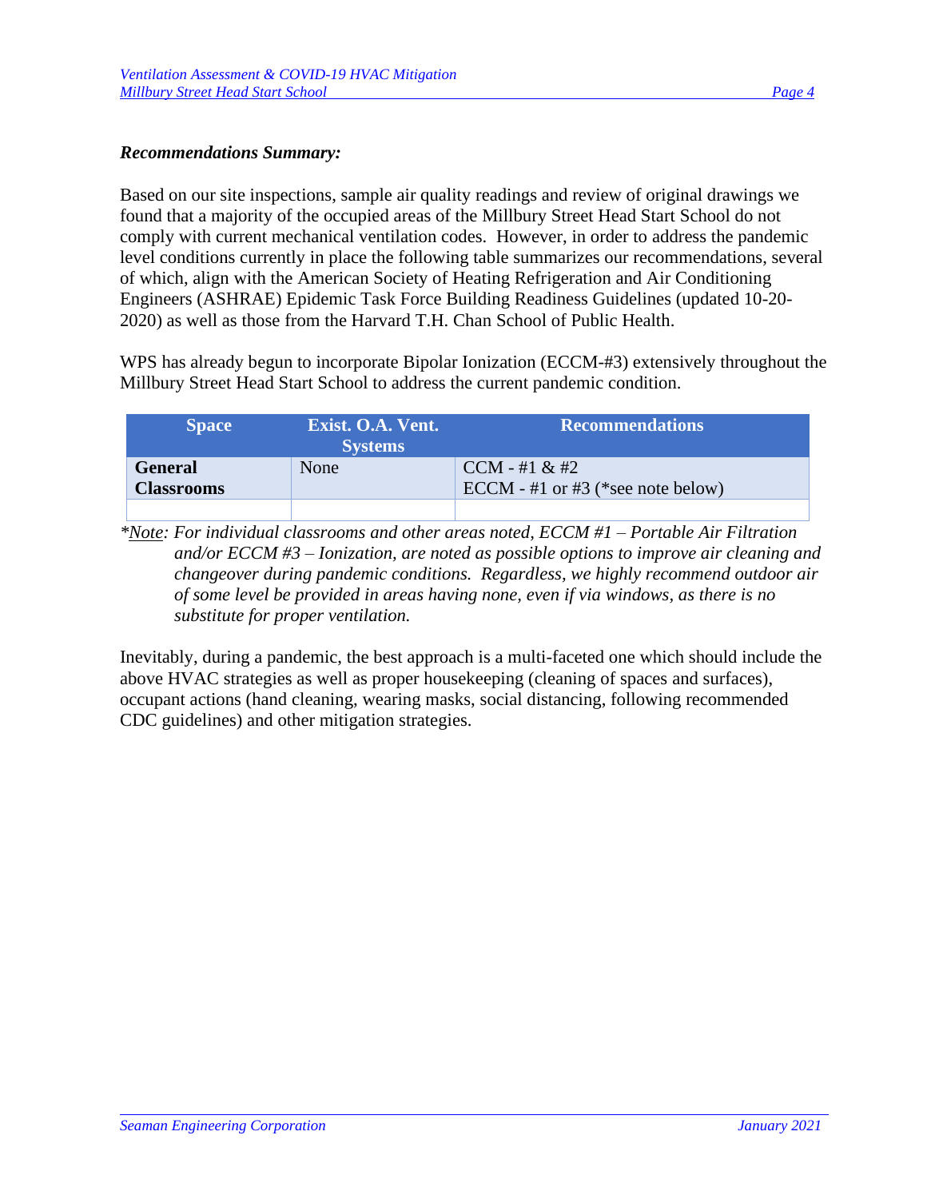***Recommendations Summary:***

Based on our site inspections, sample air quality readings and review of original drawings we found that a majority of the occupied areas of the Millbury Street Head Start School do not comply with current mechanical ventilation codes. However, in order to address the pandemic level conditions currently in place the following table summarizes our recommendations, several of which, align with the American Society of Heating Refrigeration and Air Conditioning Engineers (ASHRAE) Epidemic Task Force Building Readiness Guidelines (updated 10-20-2020) as well as those from the Harvard T.H. Chan School of Public Health.

WPS has already begun to incorporate Bipolar Ionization (ECCM-#3) extensively throughout the Millbury Street Head Start School to address the current pandemic condition.

| Space | Exist. O.A. Vent. Systems | Recommendations |
|---|---|---|
| **General Classrooms** | None | CCM - #1 & #2<br>ECCM - #1 or #3 (*see note below) |
| | | |

**Note*: *For individual classrooms and other areas noted, ECCM #1 – Portable Air Filtration and/or ECCM #3 – Ionization, are noted as possible options to improve air cleaning and changeover during pandemic conditions. Regardless, we highly recommend outdoor air of some level be provided in areas having none, even if via windows, as there is no substitute for proper ventilation.*

Inevitably, during a pandemic, the best approach is a multi-faceted one which should include the above HVAC strategies as well as proper housekeeping (cleaning of spaces and surfaces), occupant actions (hand cleaning, wearing masks, social distancing, following recommended CDC guidelines) and other mitigation strategies.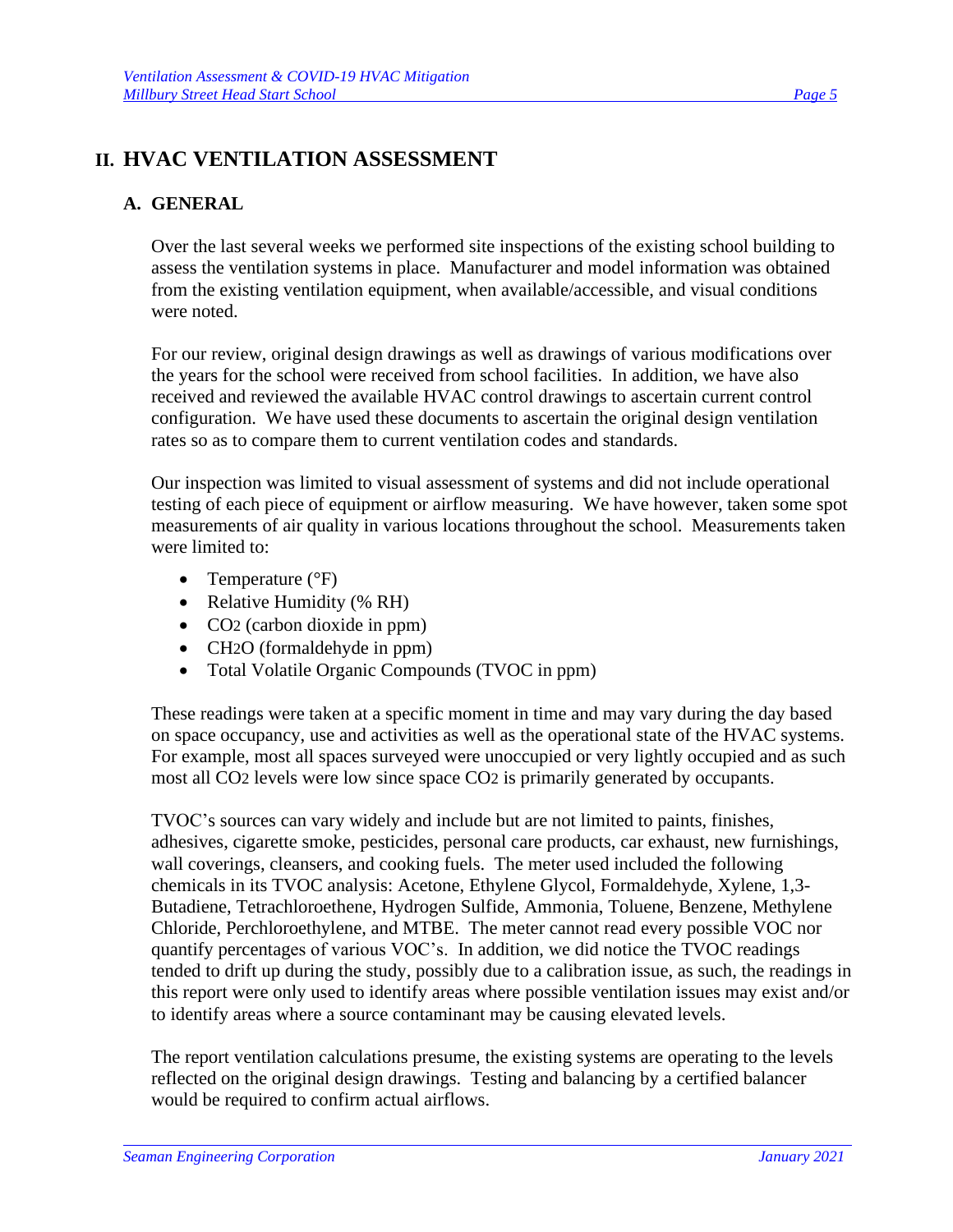# II. HVAC VENTILATION ASSESSMENT

## A. GENERAL

Over the last several weeks we performed site inspections of the existing school building to assess the ventilation systems in place. Manufacturer and model information was obtained from the existing ventilation equipment, when available/accessible, and visual conditions were noted.

For our review, original design drawings as well as drawings of various modifications over the years for the school were received from school facilities. In addition, we have also received and reviewed the available HVAC control drawings to ascertain current control configuration. We have used these documents to ascertain the original design ventilation rates so as to compare them to current ventilation codes and standards.

Our inspection was limited to visual assessment of systems and did not include operational testing of each piece of equipment or airflow measuring. We have however, taken some spot measurements of air quality in various locations throughout the school. Measurements taken were limited to:

- Temperature (°F)
- Relative Humidity (% RH)
- $CO_2$ (carbon dioxide in ppm)
- $CH_2O$ (formaldehyde in ppm)
- Total Volatile Organic Compounds (TVOC in ppm)

These readings were taken at a specific moment in time and may vary during the day based on space occupancy, use and activities as well as the operational state of the HVAC systems. For example, most all spaces surveyed were unoccupied or very lightly occupied and as such most all $CO_2$ levels were low since space $CO_2$ is primarily generated by occupants.

TVOC's sources can vary widely and include but are not limited to paints, finishes, adhesives, cigarette smoke, pesticides, personal care products, car exhaust, new furnishings, wall coverings, cleansers, and cooking fuels. The meter used included the following chemicals in its TVOC analysis: Acetone, Ethylene Glycol, Formaldehyde, Xylene, 1,3-Butadiene, Tetrachloroethene, Hydrogen Sulfide, Ammonia, Toluene, Benzene, Methylene Chloride, Perchloroethylene, and MTBE. The meter cannot read every possible VOC nor quantify percentages of various VOC's. In addition, we did notice the TVOC readings tended to drift up during the study, possibly due to a calibration issue, as such, the readings in this report were only used to identify areas where possible ventilation issues may exist and/or to identify areas where a source contaminant may be causing elevated levels.

The report ventilation calculations presume, the existing systems are operating to the levels reflected on the original design drawings. Testing and balancing by a certified balancer would be required to confirm actual airflows.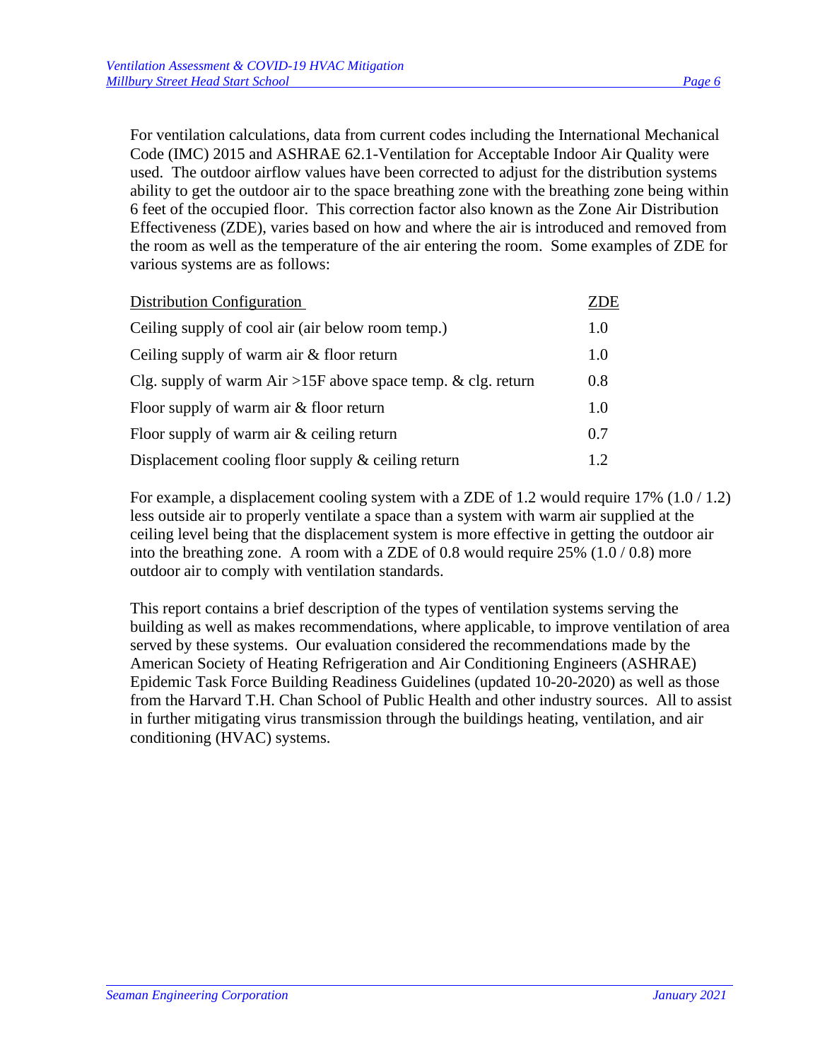For ventilation calculations, data from current codes including the International Mechanical Code (IMC) 2015 and ASHRAE 62.1-Ventilation for Acceptable Indoor Air Quality were used. The outdoor airflow values have been corrected to adjust for the distribution systems ability to get the outdoor air to the space breathing zone with the breathing zone being within 6 feet of the occupied floor. This correction factor also known as the Zone Air Distribution Effectiveness (ZDE), varies based on how and where the air is introduced and removed from the room as well as the temperature of the air entering the room. Some examples of ZDE for various systems are as follows:

| Distribution Configuration | ZDE |
|---|---|
| Ceiling supply of cool air (air below room temp.) | 1.0 |
| Ceiling supply of warm air & floor return | 1.0 |
| Clg. supply of warm Air >15F above space temp. & clg. return | 0.8 |
| Floor supply of warm air & floor return | 1.0 |
| Floor supply of warm air & ceiling return | 0.7 |
| Displacement cooling floor supply & ceiling return | 1.2 |

For example, a displacement cooling system with a ZDE of 1.2 would require 17% (1.0 / 1.2) less outside air to properly ventilate a space than a system with warm air supplied at the ceiling level being that the displacement system is more effective in getting the outdoor air into the breathing zone. A room with a ZDE of 0.8 would require 25% (1.0 / 0.8) more outdoor air to comply with ventilation standards.

This report contains a brief description of the types of ventilation systems serving the building as well as makes recommendations, where applicable, to improve ventilation of area served by these systems. Our evaluation considered the recommendations made by the American Society of Heating Refrigeration and Air Conditioning Engineers (ASHRAE) Epidemic Task Force Building Readiness Guidelines (updated 10-20-2020) as well as those from the Harvard T.H. Chan School of Public Health and other industry sources. All to assist in further mitigating virus transmission through the buildings heating, ventilation, and air conditioning (HVAC) systems.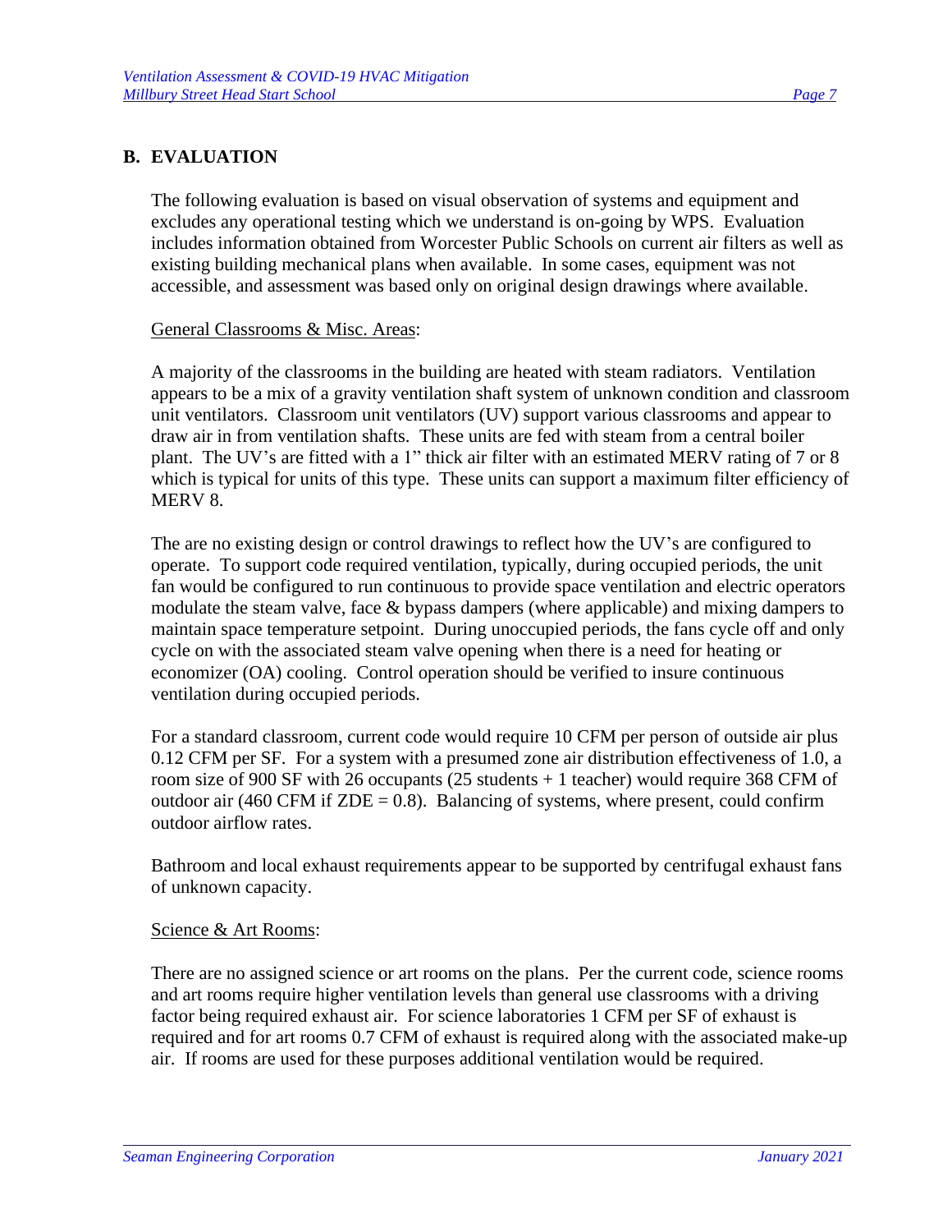## B. EVALUATION

The following evaluation is based on visual observation of systems and equipment and excludes any operational testing which we understand is on-going by WPS. Evaluation includes information obtained from Worcester Public Schools on current air filters as well as existing building mechanical plans when available. In some cases, equipment was not accessible, and assessment was based only on original design drawings where available.

General Classrooms & Misc. Areas:

A majority of the classrooms in the building are heated with steam radiators. Ventilation appears to be a mix of a gravity ventilation shaft system of unknown condition and classroom unit ventilators. Classroom unit ventilators (UV) support various classrooms and appear to draw air in from ventilation shafts. These units are fed with steam from a central boiler plant. The UV's are fitted with a 1" thick air filter with an estimated MERV rating of 7 or 8 which is typical for units of this type. These units can support a maximum filter efficiency of MERV 8.

The are no existing design or control drawings to reflect how the UV's are configured to operate. To support code required ventilation, typically, during occupied periods, the unit fan would be configured to run continuous to provide space ventilation and electric operators modulate the steam valve, face & bypass dampers (where applicable) and mixing dampers to maintain space temperature setpoint. During unoccupied periods, the fans cycle off and only cycle on with the associated steam valve opening when there is a need for heating or economizer (OA) cooling. Control operation should be verified to insure continuous ventilation during occupied periods.

For a standard classroom, current code would require 10 CFM per person of outside air plus 0.12 CFM per SF. For a system with a presumed zone air distribution effectiveness of 1.0, a room size of 900 SF with 26 occupants (25 students + 1 teacher) would require 368 CFM of outdoor air (460 CFM if ZDE = 0.8). Balancing of systems, where present, could confirm outdoor airflow rates.

Bathroom and local exhaust requirements appear to be supported by centrifugal exhaust fans of unknown capacity.

Science & Art Rooms:

There are no assigned science or art rooms on the plans. Per the current code, science rooms and art rooms require higher ventilation levels than general use classrooms with a driving factor being required exhaust air. For science laboratories 1 CFM per SF of exhaust is required and for art rooms 0.7 CFM of exhaust is required along with the associated make-up air. If rooms are used for these purposes additional ventilation would be required.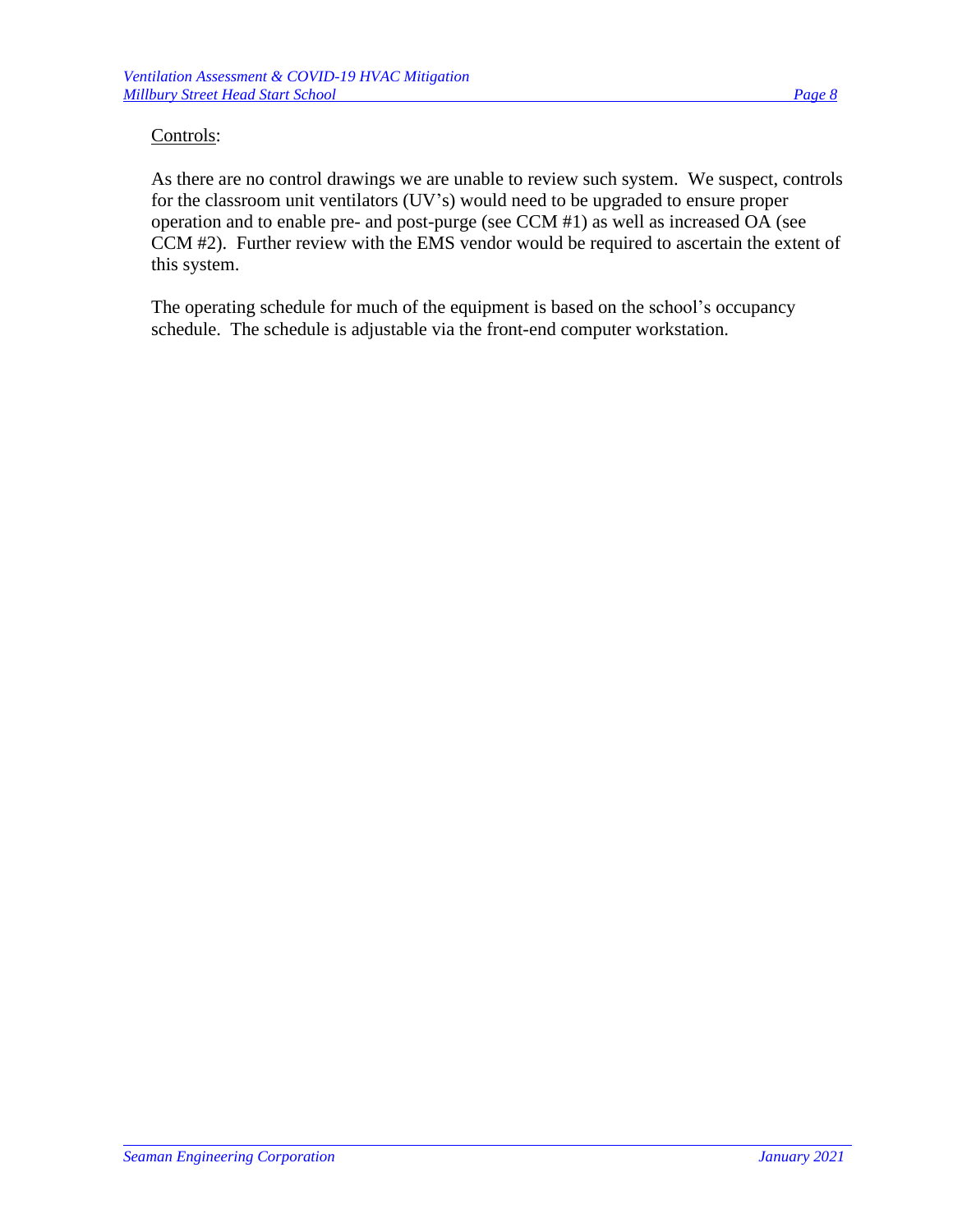Controls:

As there are no control drawings we are unable to review such system. We suspect, controls for the classroom unit ventilators (UV's) would need to be upgraded to ensure proper operation and to enable pre- and post-purge (see CCM #1) as well as increased OA (see CCM #2). Further review with the EMS vendor would be required to ascertain the extent of this system.

The operating schedule for much of the equipment is based on the school's occupancy schedule. The schedule is adjustable via the front-end computer workstation.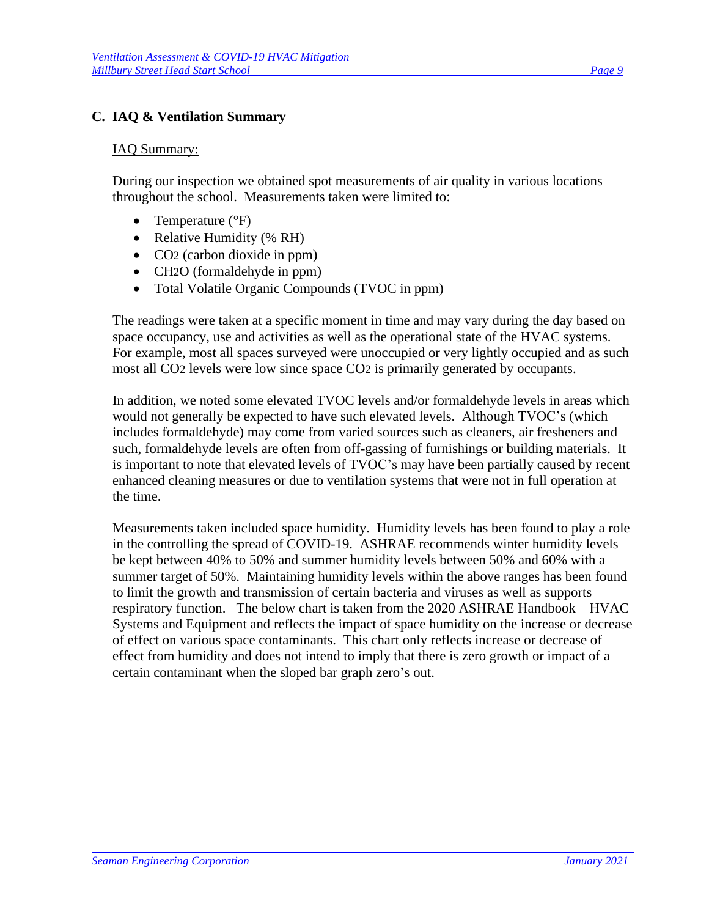## C. IAQ & Ventilation Summary

IAQ Summary:

During our inspection we obtained spot measurements of air quality in various locations throughout the school. Measurements taken were limited to:

- Temperature (°F)
- Relative Humidity (% RH)
- $CO_2$ (carbon dioxide in ppm)
- $CH_2O$ (formaldehyde in ppm)
- Total Volatile Organic Compounds (TVOC in ppm)

The readings were taken at a specific moment in time and may vary during the day based on space occupancy, use and activities as well as the operational state of the HVAC systems. For example, most all spaces surveyed were unoccupied or very lightly occupied and as such most all $CO_2$ levels were low since space $CO_2$ is primarily generated by occupants.

In addition, we noted some elevated TVOC levels and/or formaldehyde levels in areas which would not generally be expected to have such elevated levels. Although TVOC's (which includes formaldehyde) may come from varied sources such as cleaners, air fresheners and such, formaldehyde levels are often from off-gassing of furnishings or building materials. It is important to note that elevated levels of TVOC's may have been partially caused by recent enhanced cleaning measures or due to ventilation systems that were not in full operation at the time.

Measurements taken included space humidity. Humidity levels has been found to play a role in the controlling the spread of COVID-19. ASHRAE recommends winter humidity levels be kept between 40% to 50% and summer humidity levels between 50% and 60% with a summer target of 50%. Maintaining humidity levels within the above ranges has been found to limit the growth and transmission of certain bacteria and viruses as well as supports respiratory function. The below chart is taken from the 2020 ASHRAE Handbook – HVAC Systems and Equipment and reflects the impact of space humidity on the increase or decrease of effect on various space contaminants. This chart only reflects increase or decrease of effect from humidity and does not intend to imply that there is zero growth or impact of a certain contaminant when the sloped bar graph zero's out.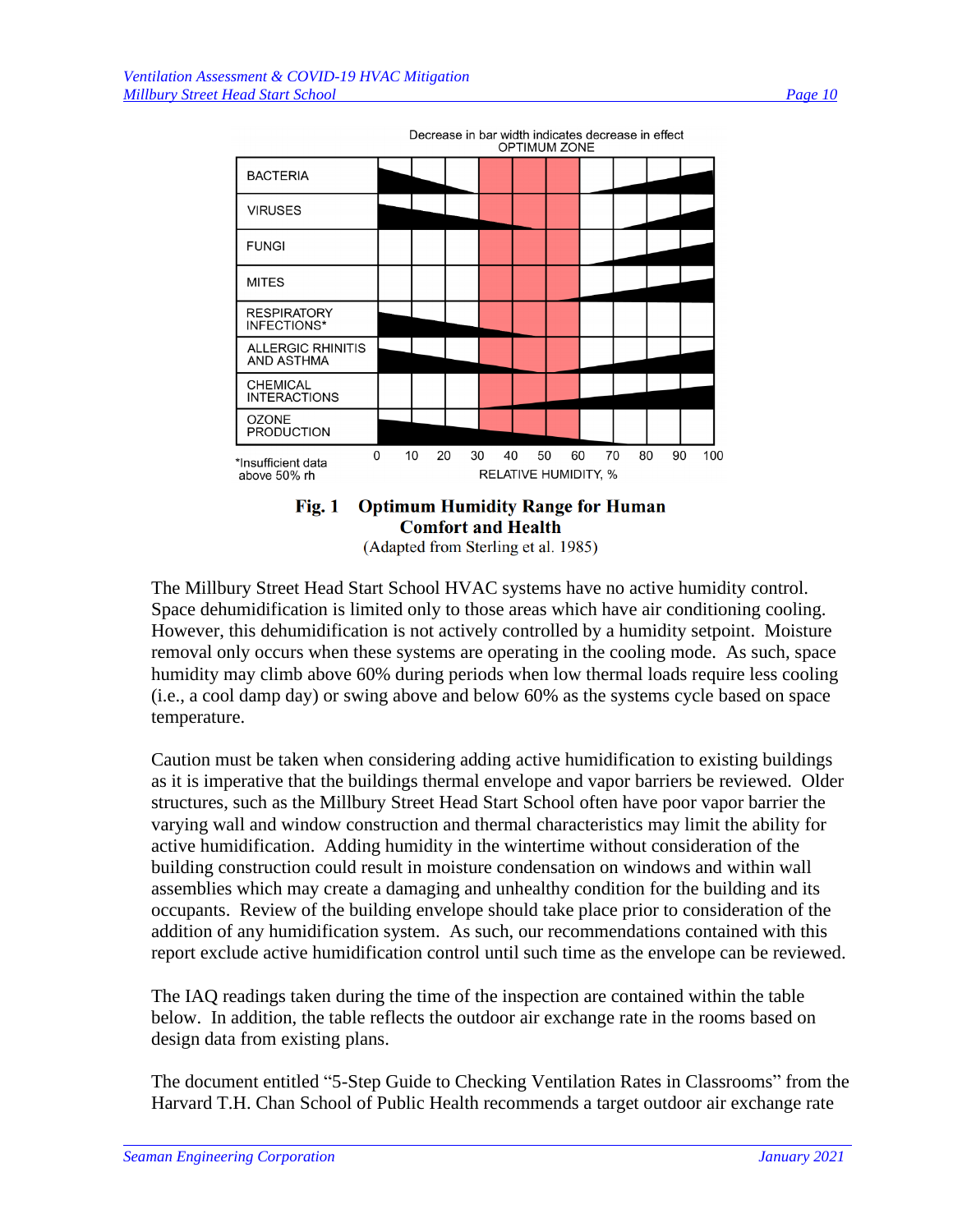Decrease in bar width indicates decrease in effect
OPTIMUM ZONE

| | 0–10 | 10–20 | 20–30 | 30–40 | 40–50 | 50–60 | 60–70 | 70–80 | 80–90 | 90–100 |
|---|---|---|---|---|---|---|---|---|---|---|
| BACTERIA | | | | | | | | | | |
| VIRUSES | | | | | | | | | | |
| FUNGI | | | | | | | | | | |
| MITES | | | | | | | | | | |
| RESPIRATORY INFECTIONS* | | | | | | | | | | |
| ALLERGIC RHINITIS AND ASTHMA | | | | | | | | | | |
| CHEMICAL INTERACTIONS | | | | | | | | | | |
| OZONE PRODUCTION | | | | | | | | | | |

RELATIVE HUMIDITY, %

*Insufficient data above 50% rh

**Fig. 1 Optimum Humidity Range for Human Comfort and Health**
(Adapted from Sterling et al. 1985)

The Millbury Street Head Start School HVAC systems have no active humidity control. Space dehumidification is limited only to those areas which have air conditioning cooling. However, this dehumidification is not actively controlled by a humidity setpoint. Moisture removal only occurs when these systems are operating in the cooling mode. As such, space humidity may climb above 60% during periods when low thermal loads require less cooling (i.e., a cool damp day) or swing above and below 60% as the systems cycle based on space temperature.

Caution must be taken when considering adding active humidification to existing buildings as it is imperative that the buildings thermal envelope and vapor barriers be reviewed. Older structures, such as the Millbury Street Head Start School often have poor vapor barrier the varying wall and window construction and thermal characteristics may limit the ability for active humidification. Adding humidity in the wintertime without consideration of the building construction could result in moisture condensation on windows and within wall assemblies which may create a damaging and unhealthy condition for the building and its occupants. Review of the building envelope should take place prior to consideration of the addition of any humidification system. As such, our recommendations contained with this report exclude active humidification control until such time as the envelope can be reviewed.

The IAQ readings taken during the time of the inspection are contained within the table below. In addition, the table reflects the outdoor air exchange rate in the rooms based on design data from existing plans.

The document entitled "5-Step Guide to Checking Ventilation Rates in Classrooms" from the Harvard T.H. Chan School of Public Health recommends a target outdoor air exchange rate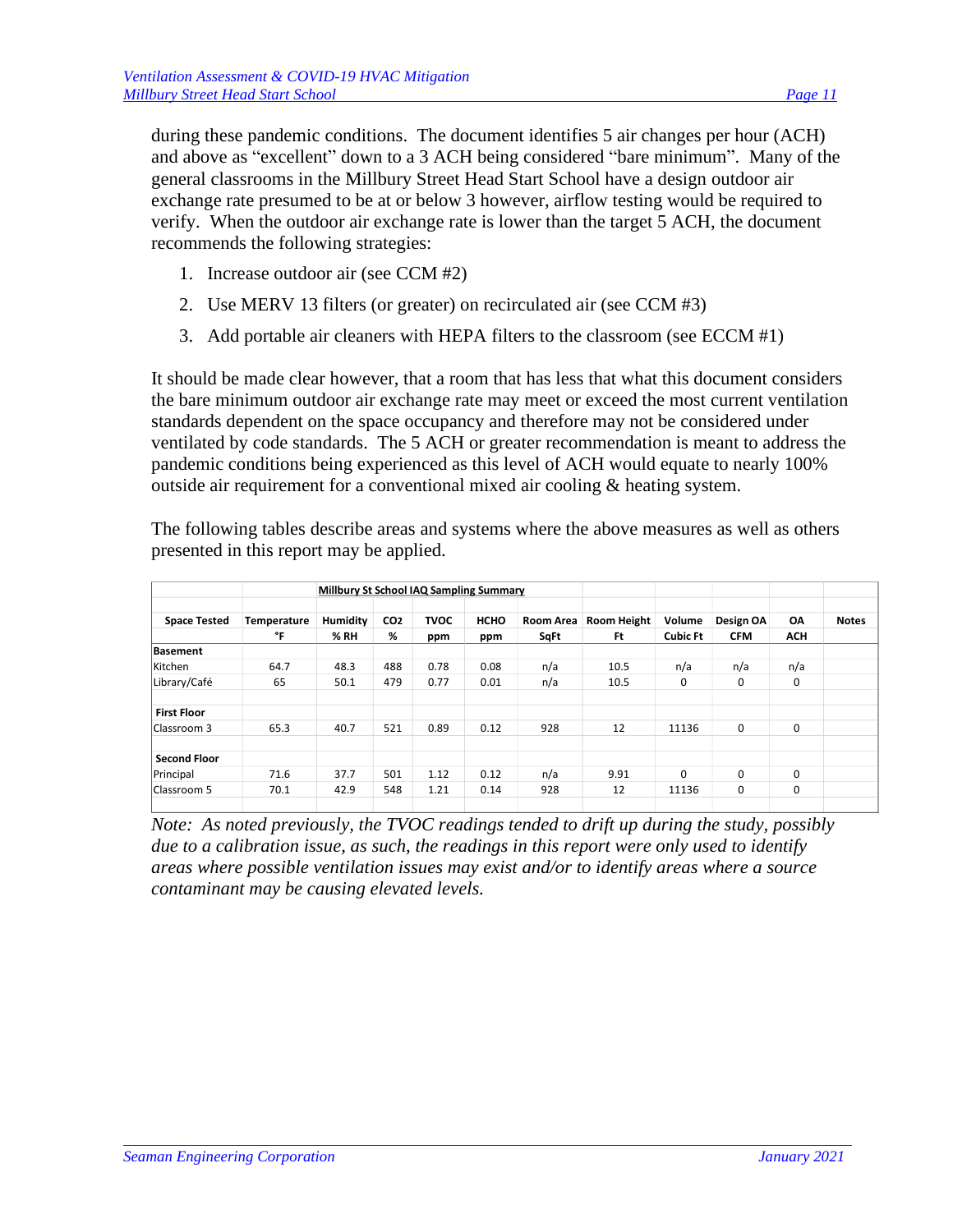during these pandemic conditions. The document identifies 5 air changes per hour (ACH) and above as "excellent" down to a 3 ACH being considered "bare minimum". Many of the general classrooms in the Millbury Street Head Start School have a design outdoor air exchange rate presumed to be at or below 3 however, airflow testing would be required to verify. When the outdoor air exchange rate is lower than the target 5 ACH, the document recommends the following strategies:

1. Increase outdoor air (see CCM #2)
2. Use MERV 13 filters (or greater) on recirculated air (see CCM #3)
3. Add portable air cleaners with HEPA filters to the classroom (see ECCM #1)

It should be made clear however, that a room that has less that what this document considers the bare minimum outdoor air exchange rate may meet or exceed the most current ventilation standards dependent on the space occupancy and therefore may not be considered under ventilated by code standards. The 5 ACH or greater recommendation is meant to address the pandemic conditions being experienced as this level of ACH would equate to nearly 100% outside air requirement for a conventional mixed air cooling & heating system.

The following tables describe areas and systems where the above measures as well as others presented in this report may be applied.

**Millbury St School IAQ Sampling Summary**

| Space Tested | Temperature | Humidity | CO2 | TVOC | HCHO | Room Area | Room Height | Volume | Design OA | OA | Notes |
|---|---|---|---|---|---|---|---|---|---|---|---|
| | °F | % RH | % | ppm | ppm | SqFt | Ft | Cubic Ft | CFM | ACH | |
| **Basement** | | | | | | | | | | | |
| Kitchen | 64.7 | 48.3 | 488 | 0.78 | 0.08 | n/a | 10.5 | n/a | n/a | n/a | |
| Library/Café | 65 | 50.1 | 479 | 0.77 | 0.01 | n/a | 10.5 | 0 | 0 | 0 | |
| | | | | | | | | | | | |
| **First Floor** | | | | | | | | | | | |
| Classroom 3 | 65.3 | 40.7 | 521 | 0.89 | 0.12 | 928 | 12 | 11136 | 0 | 0 | |
| | | | | | | | | | | | |
| **Second Floor** | | | | | | | | | | | |
| Principal | 71.6 | 37.7 | 501 | 1.12 | 0.12 | n/a | 9.91 | 0 | 0 | 0 | |
| Classroom 5 | 70.1 | 42.9 | 548 | 1.21 | 0.14 | 928 | 12 | 11136 | 0 | 0 | |

*Note: As noted previously, the TVOC readings tended to drift up during the study, possibly due to a calibration issue, as such, the readings in this report were only used to identify areas where possible ventilation issues may exist and/or to identify areas where a source contaminant may be causing elevated levels.*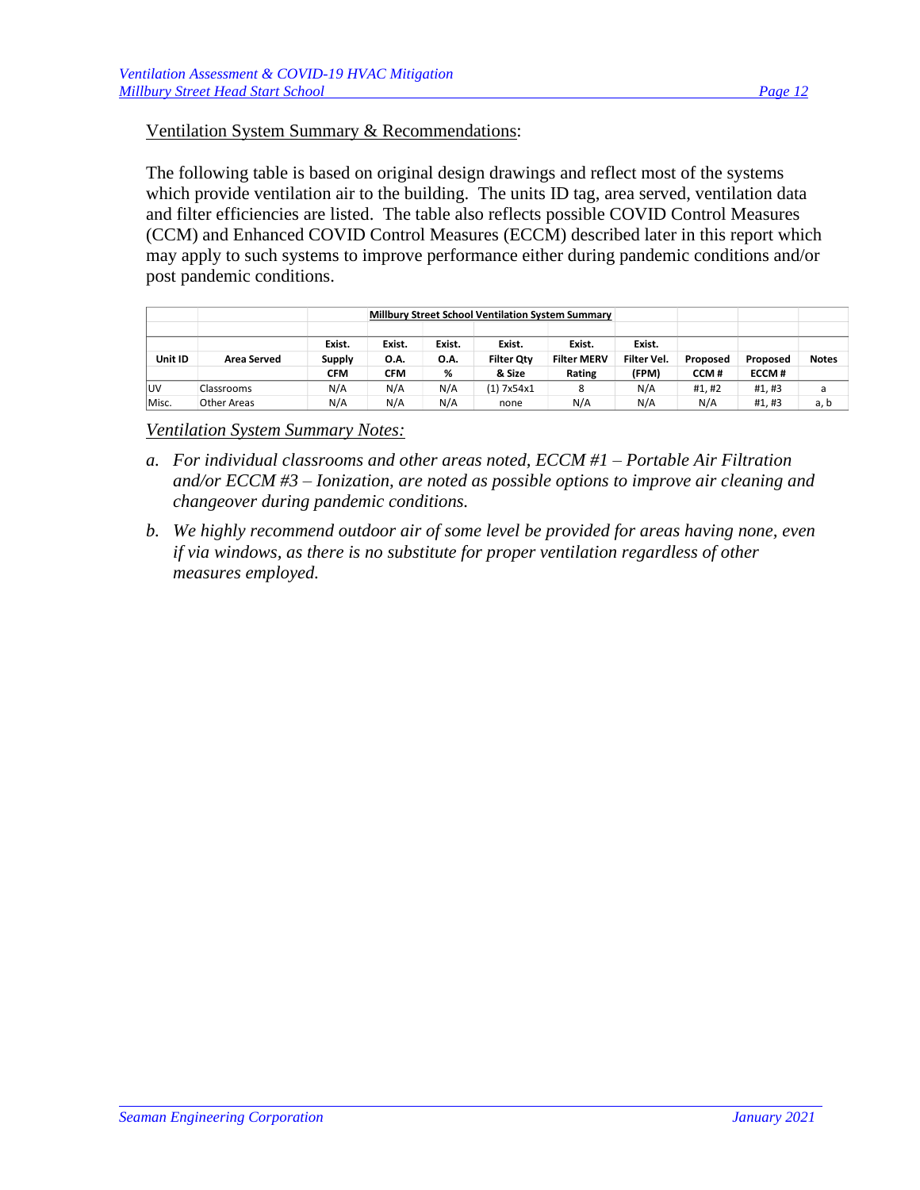Ventilation System Summary & Recommendations:

The following table is based on original design drawings and reflect most of the systems which provide ventilation air to the building. The units ID tag, area served, ventilation data and filter efficiencies are listed. The table also reflects possible COVID Control Measures (CCM) and Enhanced COVID Control Measures (ECCM) described later in this report which may apply to such systems to improve performance either during pandemic conditions and/or post pandemic conditions.

**Millbury Street School Ventilation System Summary**

| Unit ID | Area Served | Exist. Supply CFM | Exist. O.A. CFM | Exist. O.A. % | Exist. Filter Qty & Size | Exist. Filter MERV Rating | Exist. Filter Vel. (FPM) | Proposed CCM # | Proposed ECCM # | Notes |
|---|---|---|---|---|---|---|---|---|---|---|
| UV | Classrooms | N/A | N/A | N/A | (1) 7x54x1 | 8 | N/A | #1, #2 | #1, #3 | a |
| Misc. | Other Areas | N/A | N/A | N/A | none | N/A | N/A | N/A | #1, #3 | a, b |

*Ventilation System Summary Notes:*

a. *For individual classrooms and other areas noted, ECCM #1 – Portable Air Filtration and/or ECCM #3 – Ionization, are noted as possible options to improve air cleaning and changeover during pandemic conditions.*

b. *We highly recommend outdoor air of some level be provided for areas having none, even if via windows, as there is no substitute for proper ventilation regardless of other measures employed.*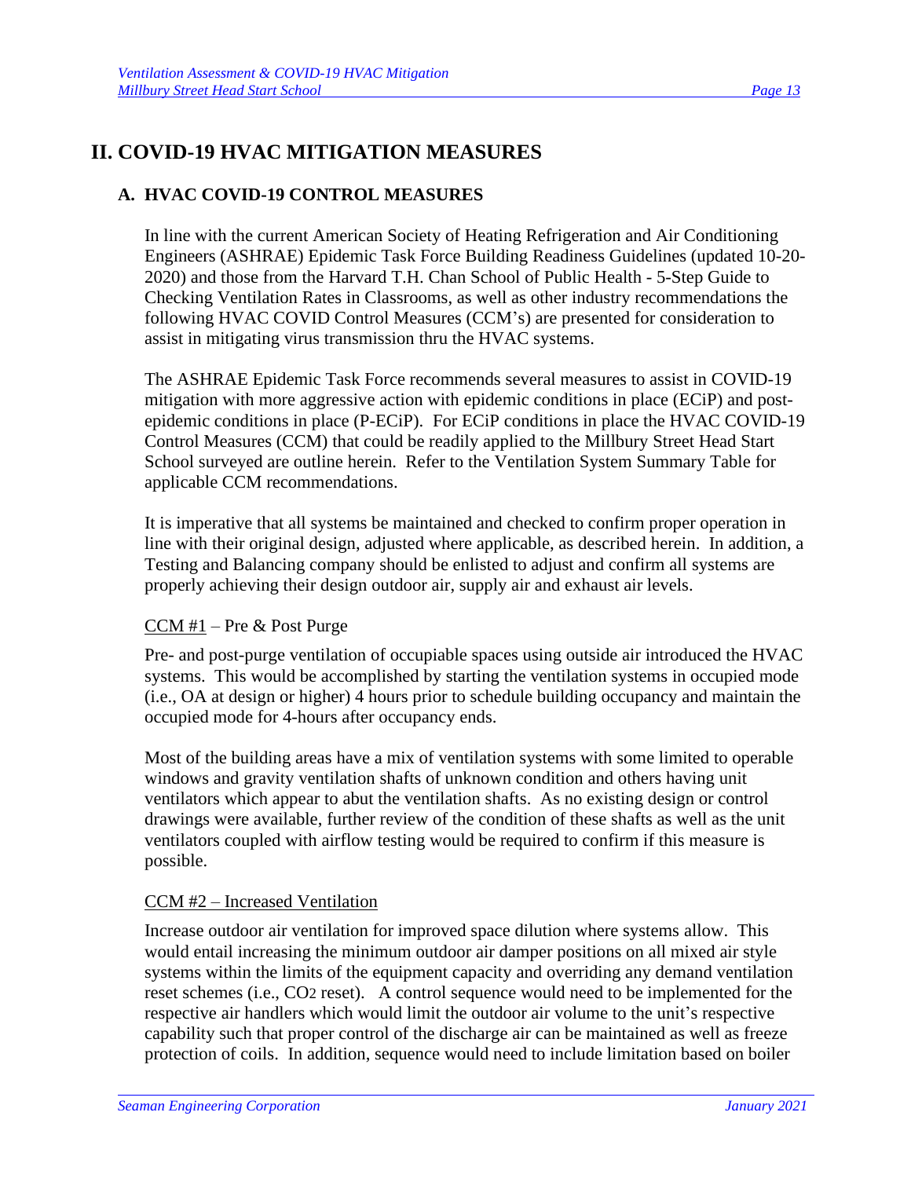# II. COVID-19 HVAC MITIGATION MEASURES

## A. HVAC COVID-19 CONTROL MEASURES

In line with the current American Society of Heating Refrigeration and Air Conditioning Engineers (ASHRAE) Epidemic Task Force Building Readiness Guidelines (updated 10-20-2020) and those from the Harvard T.H. Chan School of Public Health - 5-Step Guide to Checking Ventilation Rates in Classrooms, as well as other industry recommendations the following HVAC COVID Control Measures (CCM's) are presented for consideration to assist in mitigating virus transmission thru the HVAC systems.

The ASHRAE Epidemic Task Force recommends several measures to assist in COVID-19 mitigation with more aggressive action with epidemic conditions in place (ECiP) and post-epidemic conditions in place (P-ECiP). For ECiP conditions in place the HVAC COVID-19 Control Measures (CCM) that could be readily applied to the Millbury Street Head Start School surveyed are outline herein. Refer to the Ventilation System Summary Table for applicable CCM recommendations.

It is imperative that all systems be maintained and checked to confirm proper operation in line with their original design, adjusted where applicable, as described herein. In addition, a Testing and Balancing company should be enlisted to adjust and confirm all systems are properly achieving their design outdoor air, supply air and exhaust air levels.

CCM #1 – Pre & Post Purge

Pre- and post-purge ventilation of occupiable spaces using outside air introduced the HVAC systems. This would be accomplished by starting the ventilation systems in occupied mode (i.e., OA at design or higher) 4 hours prior to schedule building occupancy and maintain the occupied mode for 4-hours after occupancy ends.

Most of the building areas have a mix of ventilation systems with some limited to operable windows and gravity ventilation shafts of unknown condition and others having unit ventilators which appear to abut the ventilation shafts. As no existing design or control drawings were available, further review of the condition of these shafts as well as the unit ventilators coupled with airflow testing would be required to confirm if this measure is possible.

CCM #2 – Increased Ventilation

Increase outdoor air ventilation for improved space dilution where systems allow. This would entail increasing the minimum outdoor air damper positions on all mixed air style systems within the limits of the equipment capacity and overriding any demand ventilation reset schemes (i.e., $CO_2$ reset). A control sequence would need to be implemented for the respective air handlers which would limit the outdoor air volume to the unit's respective capability such that proper control of the discharge air can be maintained as well as freeze protection of coils. In addition, sequence would need to include limitation based on boiler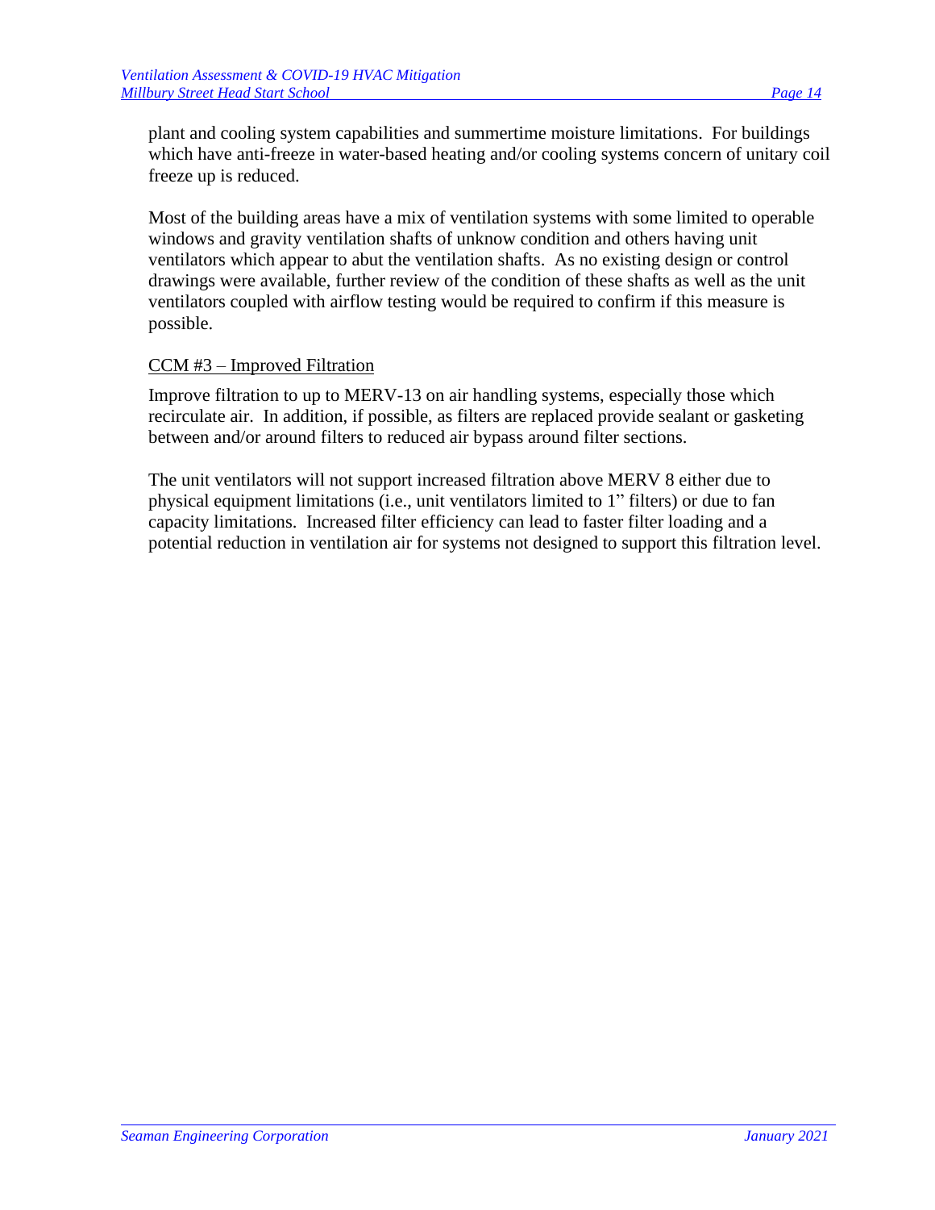plant and cooling system capabilities and summertime moisture limitations. For buildings which have anti-freeze in water-based heating and/or cooling systems concern of unitary coil freeze up is reduced.

Most of the building areas have a mix of ventilation systems with some limited to operable windows and gravity ventilation shafts of unknow condition and others having unit ventilators which appear to abut the ventilation shafts. As no existing design or control drawings were available, further review of the condition of these shafts as well as the unit ventilators coupled with airflow testing would be required to confirm if this measure is possible.

<u>CCM #3 – Improved Filtration</u>

Improve filtration to up to MERV-13 on air handling systems, especially those which recirculate air. In addition, if possible, as filters are replaced provide sealant or gasketing between and/or around filters to reduced air bypass around filter sections.

The unit ventilators will not support increased filtration above MERV 8 either due to physical equipment limitations (i.e., unit ventilators limited to 1" filters) or due to fan capacity limitations. Increased filter efficiency can lead to faster filter loading and a potential reduction in ventilation air for systems not designed to support this filtration level.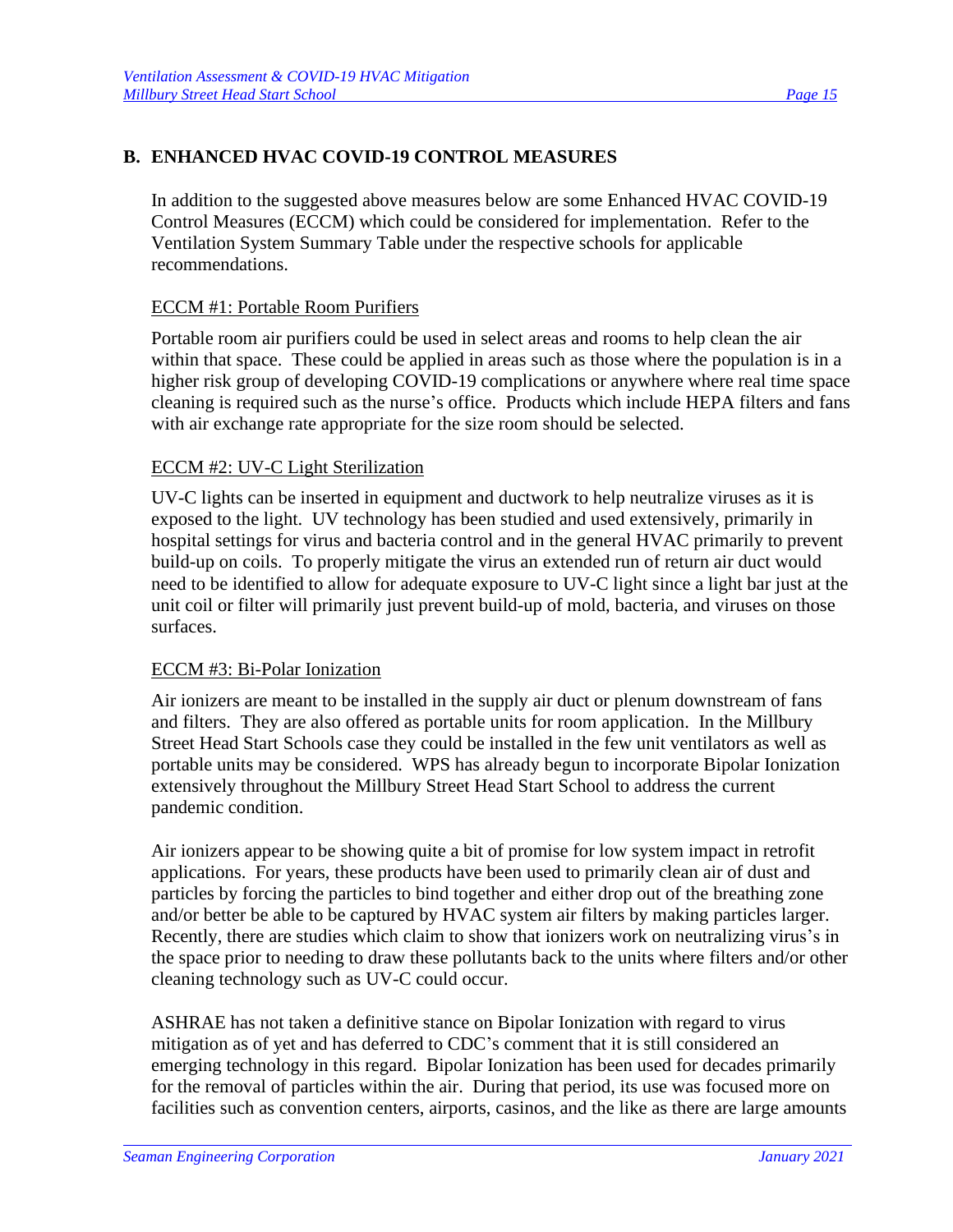## B. ENHANCED HVAC COVID-19 CONTROL MEASURES

In addition to the suggested above measures below are some Enhanced HVAC COVID-19 Control Measures (ECCM) which could be considered for implementation. Refer to the Ventilation System Summary Table under the respective schools for applicable recommendations.

ECCM #1: Portable Room Purifiers

Portable room air purifiers could be used in select areas and rooms to help clean the air within that space. These could be applied in areas such as those where the population is in a higher risk group of developing COVID-19 complications or anywhere where real time space cleaning is required such as the nurse's office. Products which include HEPA filters and fans with air exchange rate appropriate for the size room should be selected.

ECCM #2: UV-C Light Sterilization

UV-C lights can be inserted in equipment and ductwork to help neutralize viruses as it is exposed to the light. UV technology has been studied and used extensively, primarily in hospital settings for virus and bacteria control and in the general HVAC primarily to prevent build-up on coils. To properly mitigate the virus an extended run of return air duct would need to be identified to allow for adequate exposure to UV-C light since a light bar just at the unit coil or filter will primarily just prevent build-up of mold, bacteria, and viruses on those surfaces.

ECCM #3: Bi-Polar Ionization

Air ionizers are meant to be installed in the supply air duct or plenum downstream of fans and filters. They are also offered as portable units for room application. In the Millbury Street Head Start Schools case they could be installed in the few unit ventilators as well as portable units may be considered. WPS has already begun to incorporate Bipolar Ionization extensively throughout the Millbury Street Head Start School to address the current pandemic condition.

Air ionizers appear to be showing quite a bit of promise for low system impact in retrofit applications. For years, these products have been used to primarily clean air of dust and particles by forcing the particles to bind together and either drop out of the breathing zone and/or better be able to be captured by HVAC system air filters by making particles larger. Recently, there are studies which claim to show that ionizers work on neutralizing virus's in the space prior to needing to draw these pollutants back to the units where filters and/or other cleaning technology such as UV-C could occur.

ASHRAE has not taken a definitive stance on Bipolar Ionization with regard to virus mitigation as of yet and has deferred to CDC's comment that it is still considered an emerging technology in this regard. Bipolar Ionization has been used for decades primarily for the removal of particles within the air. During that period, its use was focused more on facilities such as convention centers, airports, casinos, and the like as there are large amounts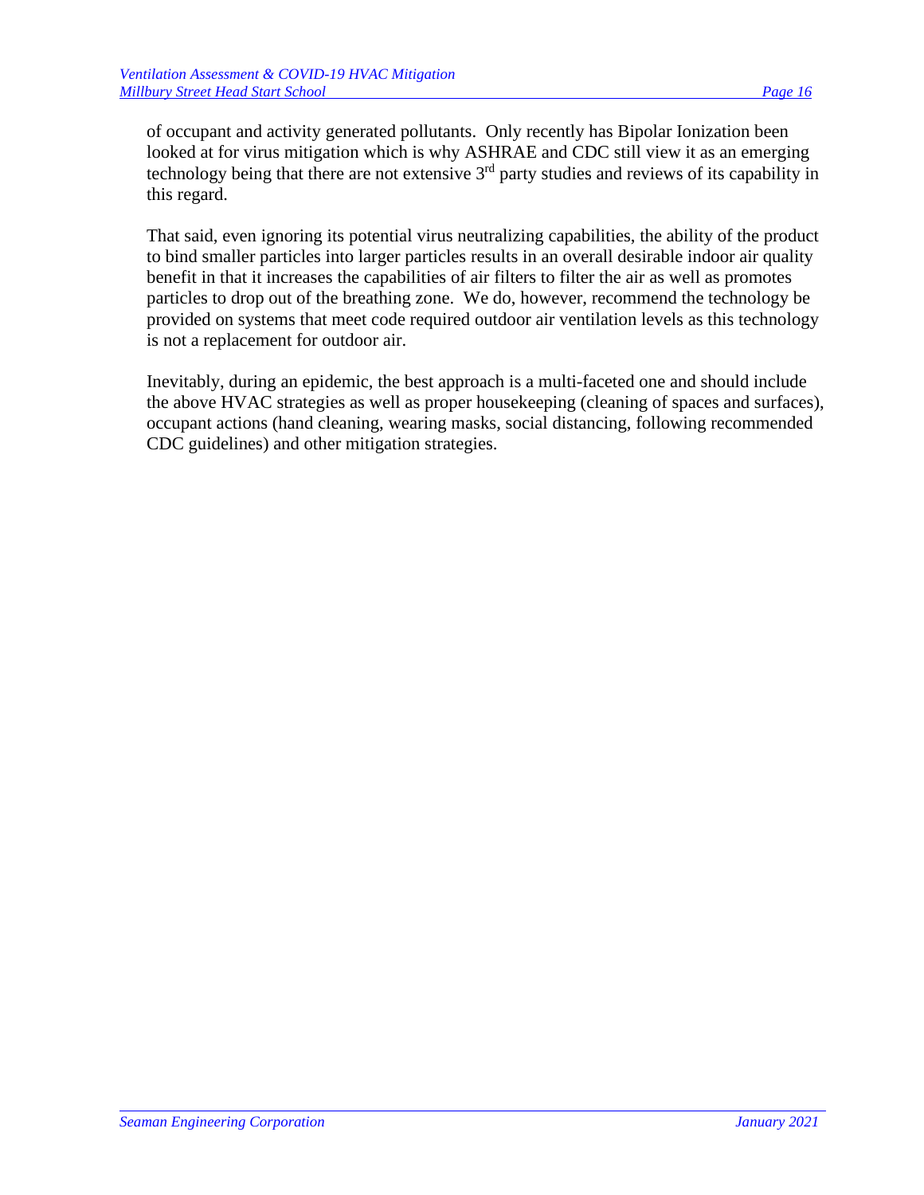of occupant and activity generated pollutants. Only recently has Bipolar Ionization been looked at for virus mitigation which is why ASHRAE and CDC still view it as an emerging technology being that there are not extensive 3rd party studies and reviews of its capability in this regard.

That said, even ignoring its potential virus neutralizing capabilities, the ability of the product to bind smaller particles into larger particles results in an overall desirable indoor air quality benefit in that it increases the capabilities of air filters to filter the air as well as promotes particles to drop out of the breathing zone. We do, however, recommend the technology be provided on systems that meet code required outdoor air ventilation levels as this technology is not a replacement for outdoor air.

Inevitably, during an epidemic, the best approach is a multi-faceted one and should include the above HVAC strategies as well as proper housekeeping (cleaning of spaces and surfaces), occupant actions (hand cleaning, wearing masks, social distancing, following recommended CDC guidelines) and other mitigation strategies.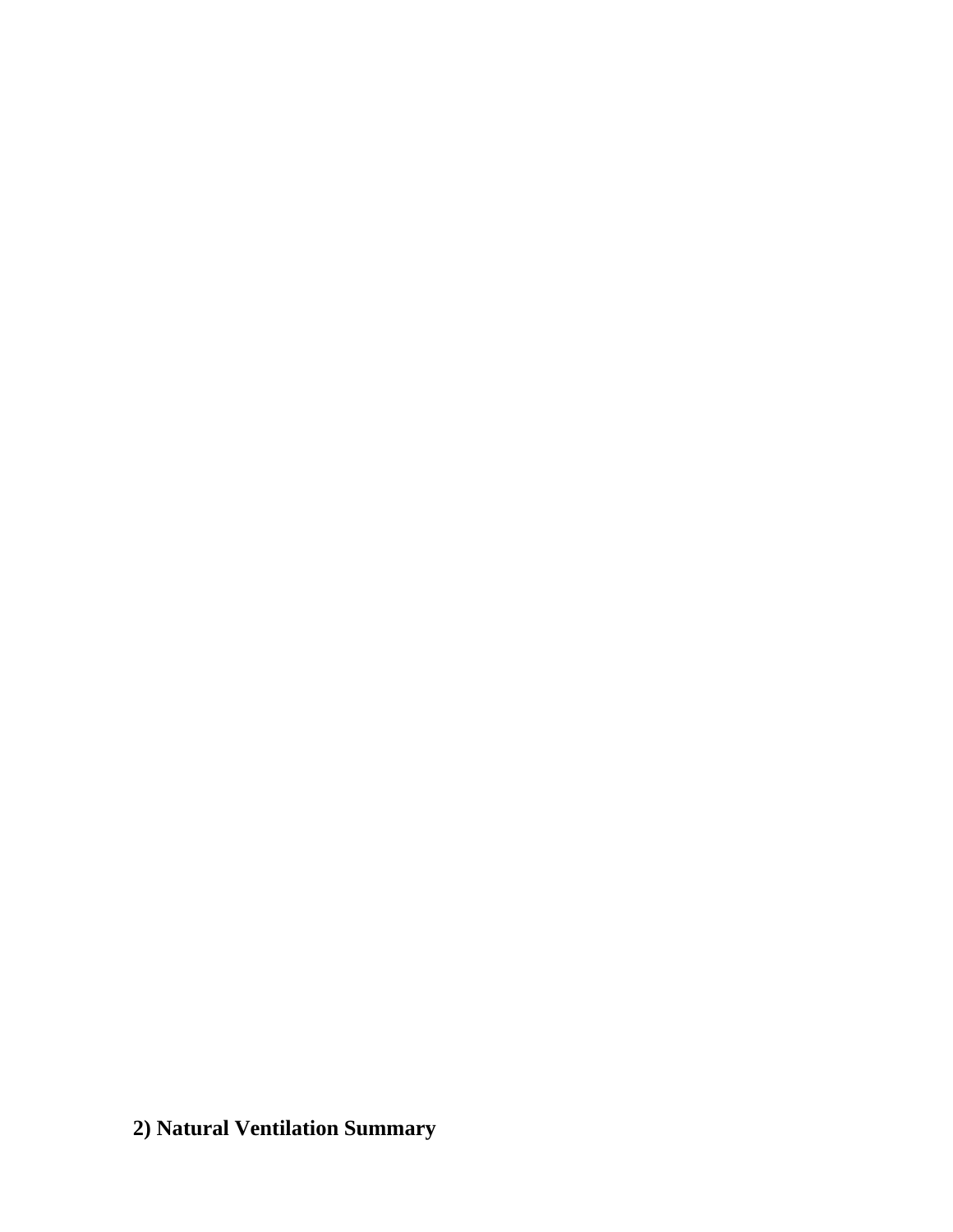**2) Natural Ventilation Summary**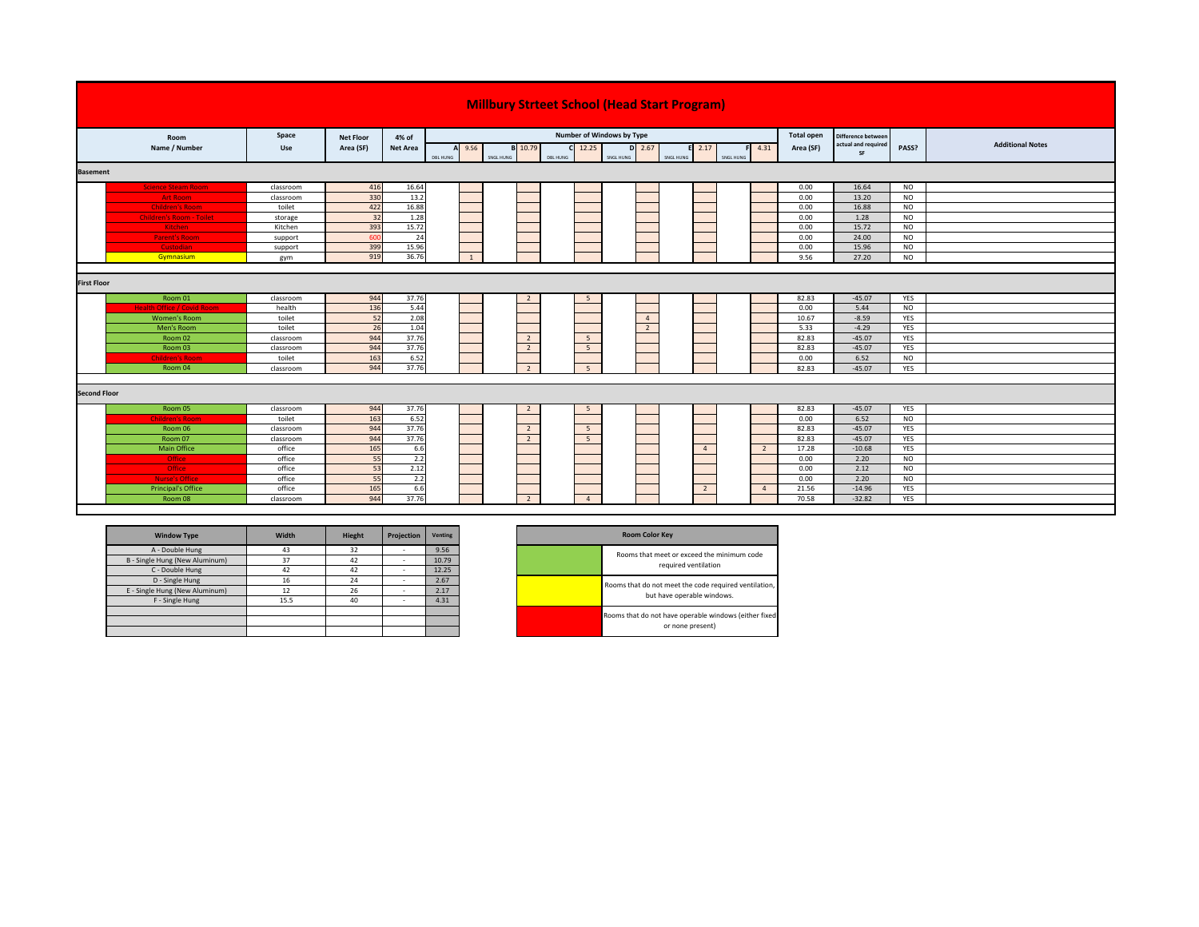# Millbury Strteet School (Head Start Program)

| Room Name / Number | Space Use | Net Floor Area (SF) | 4% of Net Area | A DBL HUNG 9.56 | B SNGL HUNG 10.79 | C DBL HUNG 12.25 | D SNGL HUNG 2.67 | E SNGL HUNG 2.17 | F SNGL HUNG 4.31 | Total open Area (SF) | Difference between actual and required SF | PASS? | Additional Notes |
|---|---|---|---|---|---|---|---|---|---|---|---|---|---|
| **Basement** | | | | | | | | | | | | | |
| Science Steam Room | classroom | 416 | 16.64 | | | | | | | 0.00 | 16.64 | NO | |
| Art Room | classroom | 330 | 13.2 | | | | | | | 0.00 | 13.20 | NO | |
| Children's Room | toilet | 422 | 16.88 | | | | | | | 0.00 | 16.88 | NO | |
| Children's Room - Toilet | storage | 32 | 1.28 | | | | | | | 0.00 | 1.28 | NO | |
| Kitchen | Kitchen | 393 | 15.72 | | | | | | | 0.00 | 15.72 | NO | |
| Parent's Room | support | 600 | 24 | | | | | | | 0.00 | 24.00 | NO | |
| Custodian | support | 399 | 15.96 | | | | | | | 0.00 | 15.96 | NO | |
| Gymnasium | gym | 919 | 36.76 | 1 | | | | | | 9.56 | 27.20 | NO | |
| **First Floor** | | | | | | | | | | | | | |
| Room 01 | classroom | 944 | 37.76 | | 2 | 5 | | | | 82.83 | -45.07 | YES | |
| Health Office / Covid Room | health | 136 | 5.44 | | | | | | | 0.00 | 5.44 | NO | |
| Women's Room | toilet | 52 | 2.08 | | | | 4 | | | 10.67 | -8.59 | YES | |
| Men's Room | toilet | 26 | 1.04 | | | | 2 | | | 5.33 | -4.29 | YES | |
| Room 02 | classroom | 944 | 37.76 | | 2 | 5 | | | | 82.83 | -45.07 | YES | |
| Room 03 | classroom | 944 | 37.76 | | 2 | 5 | | | | 82.83 | -45.07 | YES | |
| Children's Room | toilet | 163 | 6.52 | | | | | | | 0.00 | 6.52 | NO | |
| Room 04 | classroom | 944 | 37.76 | | 2 | 5 | | | | 82.83 | -45.07 | YES | |
| **Second Floor** | | | | | | | | | | | | | |
| Room 05 | classroom | 944 | 37.76 | | 2 | 5 | | | | 82.83 | -45.07 | YES | |
| Children's Room | toilet | 163 | 6.52 | | | | | | | 0.00 | 6.52 | NO | |
| Room 06 | classroom | 944 | 37.76 | | 2 | 5 | | | | 82.83 | -45.07 | YES | |
| Room 07 | classroom | 944 | 37.76 | | 2 | 5 | | | | 82.83 | -45.07 | YES | |
| Main Office | office | 165 | 6.6 | | | | | 4 | 2 | 17.28 | -10.68 | YES | |
| Office | office | 55 | 2.2 | | | | | | | 0.00 | 2.20 | NO | |
| Office | office | 53 | 2.12 | | | | | | | 0.00 | 2.12 | NO | |
| Nurse's Office | office | 55 | 2.2 | | | | | | | 0.00 | 2.20 | NO | |
| Principal's Office | office | 165 | 6.6 | | | | | 2 | 4 | 21.56 | -14.96 | YES | |
| Room 08 | classroom | 944 | 37.76 | | 2 | 4 | | | | 70.58 | -32.82 | YES | |

| Window Type | Width | Hieght | Projection | Venting |
|---|---|---|---|---|
| A - Double Hung | 43 | 32 | - | 9.56 |
| B - Single Hung (New Aluminum) | 37 | 42 | - | 10.79 |
| C - Double Hung | 42 | 42 | - | 12.25 |
| D - Single Hung | 16 | 24 | - | 2.67 |
| E - Single Hung (New Aluminum) | 12 | 26 | - | 2.17 |
| F - Single Hung | 15.5 | 40 | - | 4.31 |
| | | | | |
| | | | | |
| | | | | |

| Room Color Key | |
|---|---|
| Green | Rooms that meet or exceed the minimum code required ventilation |
| Yellow | Rooms that do not meet the code required ventilation, but have operable windows. |
| Red | Rooms that do not have operable windows (either fixed or none present) |